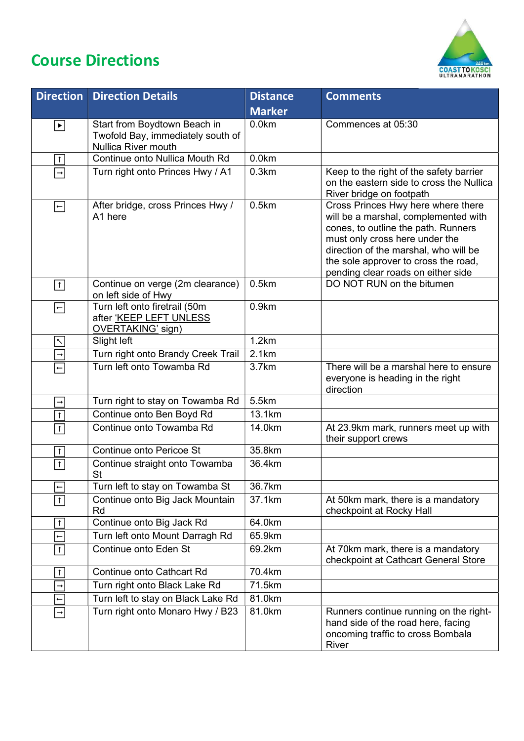# Course Directions

| Direction | Direction Details | Distance Marker | Comments |
|---|---|---|---|
| ▶ | Start from Boydtown Beach in Twofold Bay, immediately south of Nullica River mouth | 0.0km | Commences at 05:30 |
| ↑ | Continue onto Nullica Mouth Rd | 0.0km | |
| → | Turn right onto Princes Hwy / A1 | 0.3km | Keep to the right of the safety barrier on the eastern side to cross the Nullica River bridge on footpath |
| ← | After bridge, cross Princes Hwy / A1 here | 0.5km | Cross Princes Hwy here where there will be a marshal, complemented with cones, to outline the path. Runners must only cross here under the direction of the marshal, who will be the sole approver to cross the road, pending clear roads on either side |
| ↑ | Continue on verge (2m clearance) on left side of Hwy | 0.5km | DO NOT RUN on the bitumen |
| ← | Turn left onto firetrail (50m after 'KEEP LEFT UNLESS OVERTAKING' sign) | 0.9km | |
| ↖ | Slight left | 1.2km | |
| → | Turn right onto Brandy Creek Trail | 2.1km | |
| ← | Turn left onto Towamba Rd | 3.7km | There will be a marshal here to ensure everyone is heading in the right direction |
| → | Turn right to stay on Towamba Rd | 5.5km | |
| ↑ | Continue onto Ben Boyd Rd | 13.1km | |
| ↑ | Continue onto Towamba Rd | 14.0km | At 23.9km mark, runners meet up with their support crews |
| ↑ | Continue onto Pericoe St | 35.8km | |
| ↑ | Continue straight onto Towamba St | 36.4km | |
| ← | Turn left to stay on Towamba St | 36.7km | |
| ↑ | Continue onto Big Jack Mountain Rd | 37.1km | At 50km mark, there is a mandatory checkpoint at Rocky Hall |
| ↑ | Continue onto Big Jack Rd | 64.0km | |
| ← | Turn left onto Mount Darragh Rd | 65.9km | |
| ↑ | Continue onto Eden St | 69.2km | At 70km mark, there is a mandatory checkpoint at Cathcart General Store |
| ↑ | Continue onto Cathcart Rd | 70.4km | |
| → | Turn right onto Black Lake Rd | 71.5km | |
| ← | Turn left to stay on Black Lake Rd | 81.0km | |
| → | Turn right onto Monaro Hwy / B23 | 81.0km | Runners continue running on the right-hand side of the road here, facing oncoming traffic to cross Bombala River |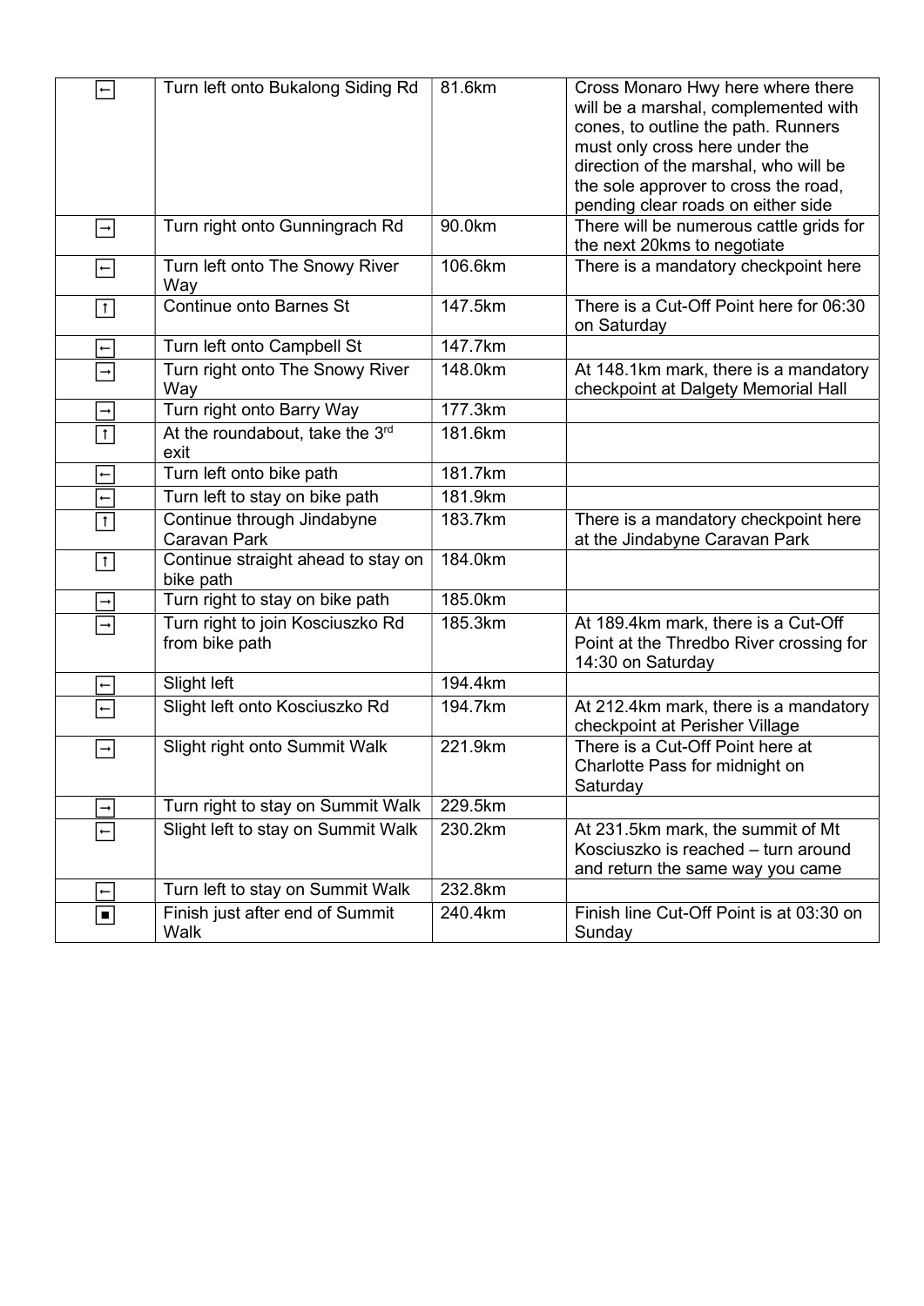| | | | |
|---|---|---|---|
| ← | Turn left onto Bukalong Siding Rd | 81.6km | Cross Monaro Hwy here where there will be a marshal, complemented with cones, to outline the path. Runners must only cross here under the direction of the marshal, who will be the sole approver to cross the road, pending clear roads on either side |
| → | Turn right onto Gunningrach Rd | 90.0km | There will be numerous cattle grids for the next 20kms to negotiate |
| ← | Turn left onto The Snowy River Way | 106.6km | There is a mandatory checkpoint here |
| ↑ | Continue onto Barnes St | 147.5km | There is a Cut-Off Point here for 06:30 on Saturday |
| ← | Turn left onto Campbell St | 147.7km | |
| → | Turn right onto The Snowy River Way | 148.0km | At 148.1km mark, there is a mandatory checkpoint at Dalgety Memorial Hall |
| → | Turn right onto Barry Way | 177.3km | |
| ↑ | At the roundabout, take the 3rd exit | 181.6km | |
| ← | Turn left onto bike path | 181.7km | |
| ← | Turn left to stay on bike path | 181.9km | |
| ↑ | Continue through Jindabyne Caravan Park | 183.7km | There is a mandatory checkpoint here at the Jindabyne Caravan Park |
| ↑ | Continue straight ahead to stay on bike path | 184.0km | |
| → | Turn right to stay on bike path | 185.0km | |
| → | Turn right to join Kosciuszko Rd from bike path | 185.3km | At 189.4km mark, there is a Cut-Off Point at the Thredbo River crossing for 14:30 on Saturday |
| ← | Slight left | 194.4km | |
| ← | Slight left onto Kosciuszko Rd | 194.7km | At 212.4km mark, there is a mandatory checkpoint at Perisher Village |
| → | Slight right onto Summit Walk | 221.9km | There is a Cut-Off Point here at Charlotte Pass for midnight on Saturday |
| → | Turn right to stay on Summit Walk | 229.5km | |
| ← | Slight left to stay on Summit Walk | 230.2km | At 231.5km mark, the summit of Mt Kosciuszko is reached – turn around and return the same way you came |
| ← | Turn left to stay on Summit Walk | 232.8km | |
| ■ | Finish just after end of Summit Walk | 240.4km | Finish line Cut-Off Point is at 03:30 on Sunday |